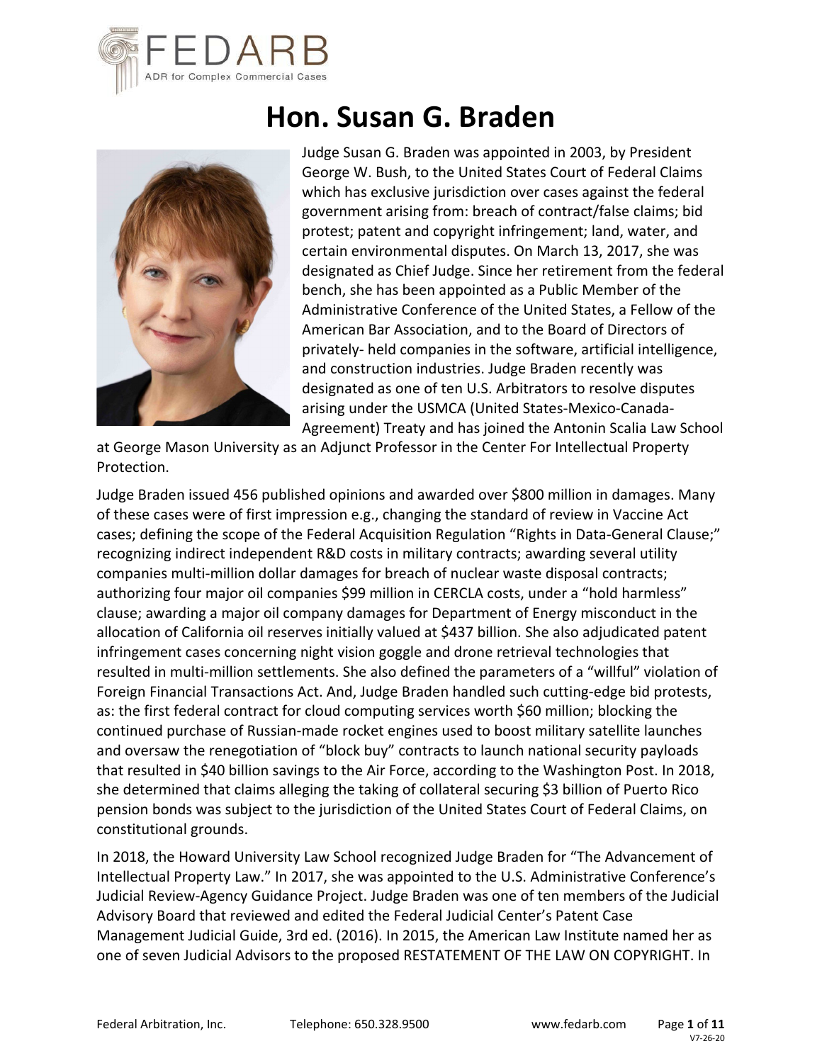# Hon. Susan G. Braden

Judge Susan G. Braden was appointed in 2003, by President George W. Bush, to the United States Court of Federal Claims which has exclusive jurisdiction over cases against the federal government arising from: breach of contract/false claims; bid protest; patent and copyright infringement; land, water, and certain environmental disputes. On March 13, 2017, she was designated as Chief Judge. Since her retirement from the federal bench, she has been appointed as a Public Member of the Administrative Conference of the United States, a Fellow of the American Bar Association, and to the Board of Directors of privately- held companies in the software, artificial intelligence, and construction industries. Judge Braden recently was designated as one of ten U.S. Arbitrators to resolve disputes arising under the USMCA (United States-Mexico-Canada-Agreement) Treaty and has joined the Antonin Scalia Law School at George Mason University as an Adjunct Professor in the Center For Intellectual Property Protection.

Judge Braden issued 456 published opinions and awarded over $800 million in damages. Many of these cases were of first impression e.g., changing the standard of review in Vaccine Act cases; defining the scope of the Federal Acquisition Regulation "Rights in Data-General Clause;" recognizing indirect independent R&D costs in military contracts; awarding several utility companies multi-million dollar damages for breach of nuclear waste disposal contracts; authorizing four major oil companies $99 million in CERCLA costs, under a "hold harmless" clause; awarding a major oil company damages for Department of Energy misconduct in the allocation of California oil reserves initially valued at $437 billion. She also adjudicated patent infringement cases concerning night vision goggle and drone retrieval technologies that resulted in multi-million settlements. She also defined the parameters of a "willful" violation of Foreign Financial Transactions Act. And, Judge Braden handled such cutting-edge bid protests, as: the first federal contract for cloud computing services worth $60 million; blocking the continued purchase of Russian-made rocket engines used to boost military satellite launches and oversaw the renegotiation of "block buy" contracts to launch national security payloads that resulted in $40 billion savings to the Air Force, according to the Washington Post. In 2018, she determined that claims alleging the taking of collateral securing $3 billion of Puerto Rico pension bonds was subject to the jurisdiction of the United States Court of Federal Claims, on constitutional grounds.

In 2018, the Howard University Law School recognized Judge Braden for "The Advancement of Intellectual Property Law." In 2017, she was appointed to the U.S. Administrative Conference's Judicial Review-Agency Guidance Project. Judge Braden was one of ten members of the Judicial Advisory Board that reviewed and edited the Federal Judicial Center's Patent Case Management Judicial Guide, 3rd ed. (2016). In 2015, the American Law Institute named her as one of seven Judicial Advisors to the proposed RESTATEMENT OF THE LAW ON COPYRIGHT. In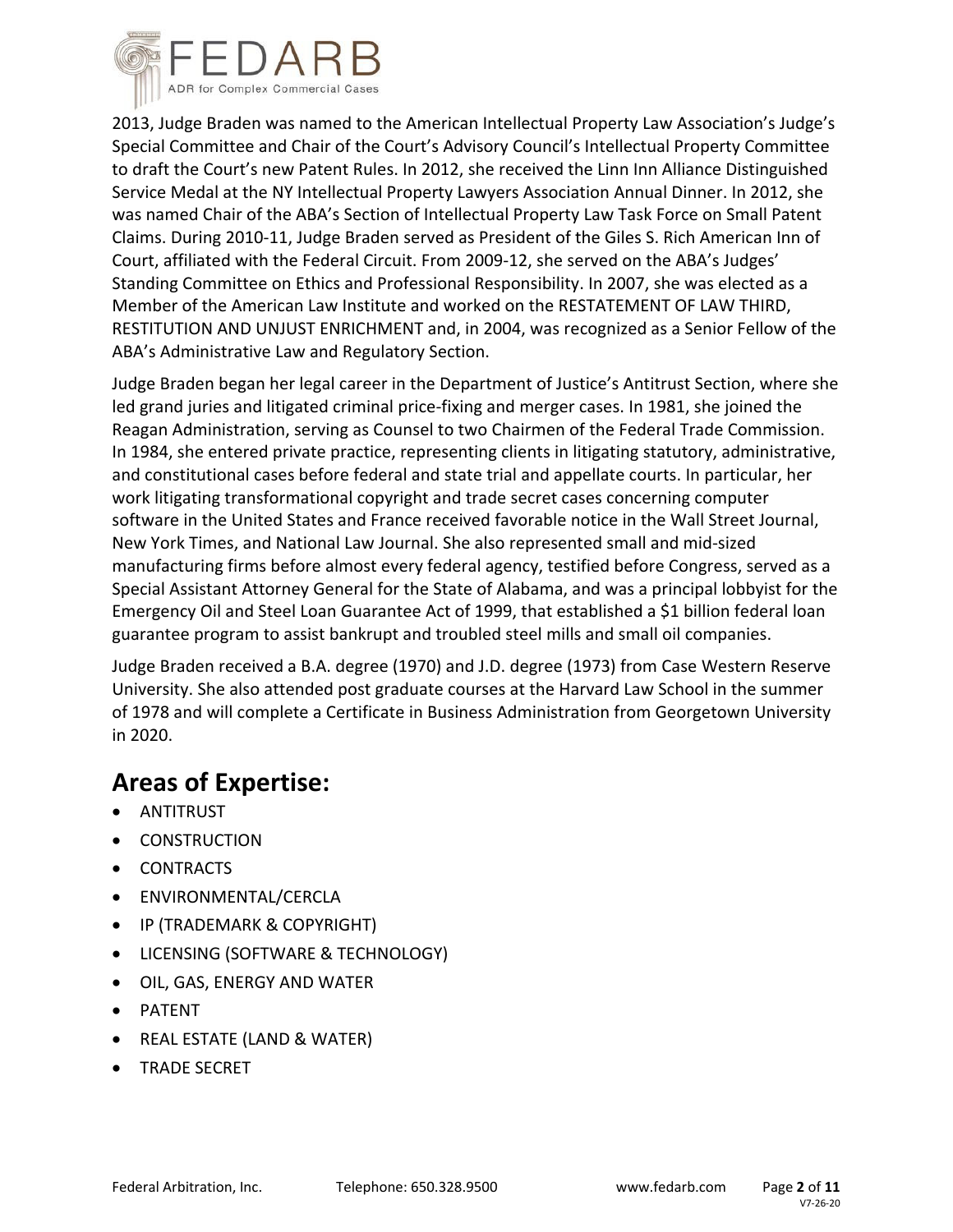2013, Judge Braden was named to the American Intellectual Property Law Association's Judge's Special Committee and Chair of the Court's Advisory Council's Intellectual Property Committee to draft the Court's new Patent Rules. In 2012, she received the Linn Inn Alliance Distinguished Service Medal at the NY Intellectual Property Lawyers Association Annual Dinner. In 2012, she was named Chair of the ABA's Section of Intellectual Property Law Task Force on Small Patent Claims. During 2010-11, Judge Braden served as President of the Giles S. Rich American Inn of Court, affiliated with the Federal Circuit. From 2009-12, she served on the ABA's Judges' Standing Committee on Ethics and Professional Responsibility. In 2007, she was elected as a Member of the American Law Institute and worked on the RESTATEMENT OF LAW THIRD, RESTITUTION AND UNJUST ENRICHMENT and, in 2004, was recognized as a Senior Fellow of the ABA's Administrative Law and Regulatory Section.

Judge Braden began her legal career in the Department of Justice's Antitrust Section, where she led grand juries and litigated criminal price-fixing and merger cases. In 1981, she joined the Reagan Administration, serving as Counsel to two Chairmen of the Federal Trade Commission. In 1984, she entered private practice, representing clients in litigating statutory, administrative, and constitutional cases before federal and state trial and appellate courts. In particular, her work litigating transformational copyright and trade secret cases concerning computer software in the United States and France received favorable notice in the Wall Street Journal, New York Times, and National Law Journal. She also represented small and mid-sized manufacturing firms before almost every federal agency, testified before Congress, served as a Special Assistant Attorney General for the State of Alabama, and was a principal lobbyist for the Emergency Oil and Steel Loan Guarantee Act of 1999, that established a $1 billion federal loan guarantee program to assist bankrupt and troubled steel mills and small oil companies.

Judge Braden received a B.A. degree (1970) and J.D. degree (1973) from Case Western Reserve University. She also attended post graduate courses at the Harvard Law School in the summer of 1978 and will complete a Certificate in Business Administration from Georgetown University in 2020.

## Areas of Expertise:

- ANTITRUST
- CONSTRUCTION
- CONTRACTS
- ENVIRONMENTAL/CERCLA
- IP (TRADEMARK & COPYRIGHT)
- LICENSING (SOFTWARE & TECHNOLOGY)
- OIL, GAS, ENERGY AND WATER
- PATENT
- REAL ESTATE (LAND & WATER)
- TRADE SECRET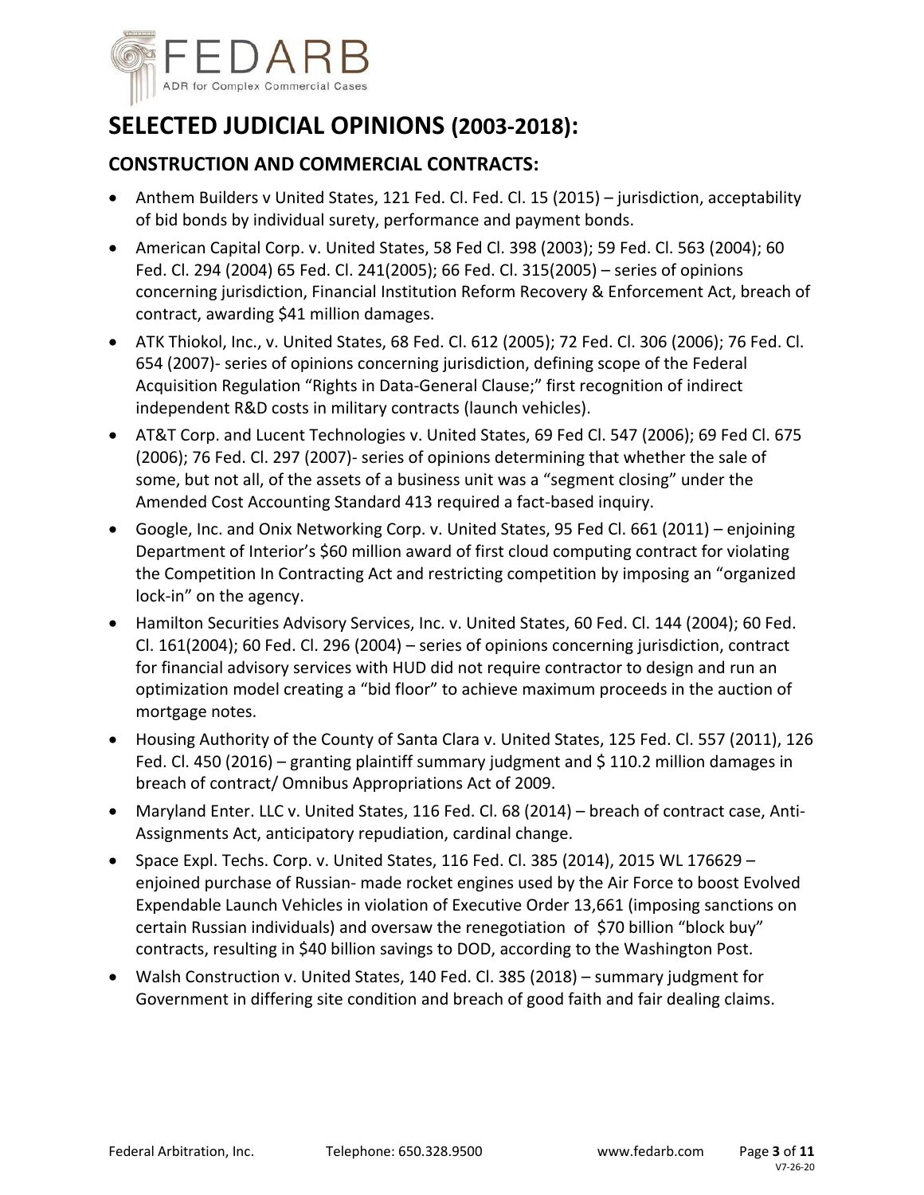# SELECTED JUDICIAL OPINIONS (2003-2018):

## CONSTRUCTION AND COMMERCIAL CONTRACTS:

- Anthem Builders v United States, 121 Fed. Cl. Fed. Cl. 15 (2015) – jurisdiction, acceptability of bid bonds by individual surety, performance and payment bonds.
- American Capital Corp. v. United States, 58 Fed Cl. 398 (2003); 59 Fed. Cl. 563 (2004); 60 Fed. Cl. 294 (2004) 65 Fed. Cl. 241(2005); 66 Fed. Cl. 315(2005) – series of opinions concerning jurisdiction, Financial Institution Reform Recovery & Enforcement Act, breach of contract, awarding $41 million damages.
- ATK Thiokol, Inc., v. United States, 68 Fed. Cl. 612 (2005); 72 Fed. Cl. 306 (2006); 76 Fed. Cl. 654 (2007)- series of opinions concerning jurisdiction, defining scope of the Federal Acquisition Regulation "Rights in Data-General Clause;" first recognition of indirect independent R&D costs in military contracts (launch vehicles).
- AT&T Corp. and Lucent Technologies v. United States, 69 Fed Cl. 547 (2006); 69 Fed Cl. 675 (2006); 76 Fed. Cl. 297 (2007)- series of opinions determining that whether the sale of some, but not all, of the assets of a business unit was a "segment closing" under the Amended Cost Accounting Standard 413 required a fact-based inquiry.
- Google, Inc. and Onix Networking Corp. v. United States, 95 Fed Cl. 661 (2011) – enjoining Department of Interior's $60 million award of first cloud computing contract for violating the Competition In Contracting Act and restricting competition by imposing an "organized lock-in" on the agency.
- Hamilton Securities Advisory Services, Inc. v. United States, 60 Fed. Cl. 144 (2004); 60 Fed. Cl. 161(2004); 60 Fed. Cl. 296 (2004) – series of opinions concerning jurisdiction, contract for financial advisory services with HUD did not require contractor to design and run an optimization model creating a "bid floor" to achieve maximum proceeds in the auction of mortgage notes.
- Housing Authority of the County of Santa Clara v. United States, 125 Fed. Cl. 557 (2011), 126 Fed. Cl. 450 (2016) – granting plaintiff summary judgment and $ 110.2 million damages in breach of contract/ Omnibus Appropriations Act of 2009.
- Maryland Enter. LLC v. United States, 116 Fed. Cl. 68 (2014) – breach of contract case, Anti-Assignments Act, anticipatory repudiation, cardinal change.
- Space Expl. Techs. Corp. v. United States, 116 Fed. Cl. 385 (2014), 2015 WL 176629 – enjoined purchase of Russian- made rocket engines used by the Air Force to boost Evolved Expendable Launch Vehicles in violation of Executive Order 13,661 (imposing sanctions on certain Russian individuals) and oversaw the renegotiation of $70 billion "block buy" contracts, resulting in $40 billion savings to DOD, according to the Washington Post.
- Walsh Construction v. United States, 140 Fed. Cl. 385 (2018) – summary judgment for Government in differing site condition and breach of good faith and fair dealing claims.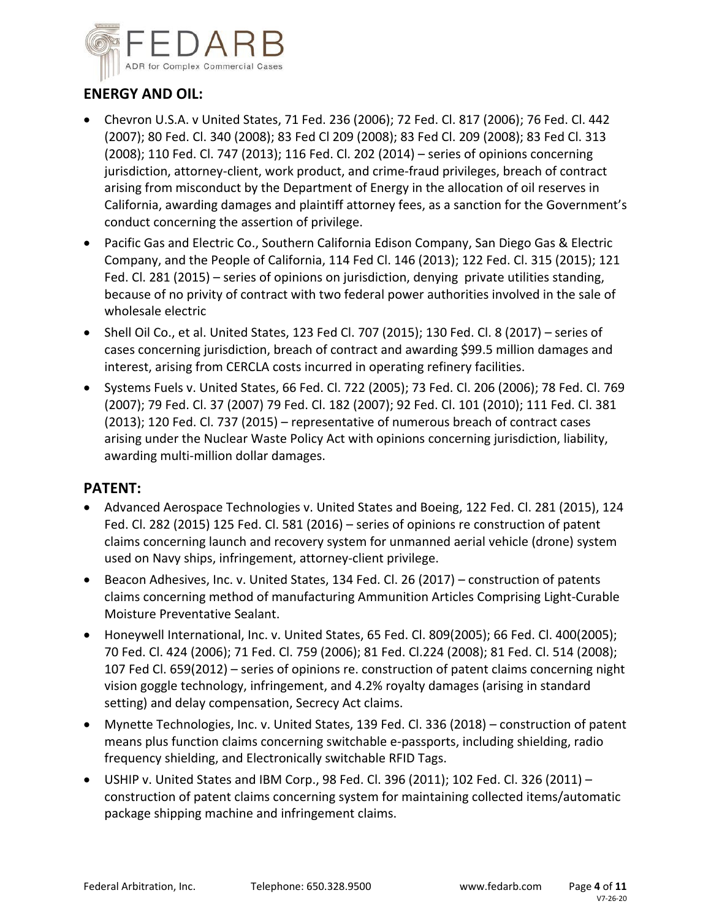## ENERGY AND OIL:

- Chevron U.S.A. v United States, 71 Fed. 236 (2006); 72 Fed. Cl. 817 (2006); 76 Fed. Cl. 442 (2007); 80 Fed. Cl. 340 (2008); 83 Fed Cl 209 (2008); 83 Fed Cl. 209 (2008); 83 Fed Cl. 313 (2008); 110 Fed. Cl. 747 (2013); 116 Fed. Cl. 202 (2014) – series of opinions concerning jurisdiction, attorney-client, work product, and crime-fraud privileges, breach of contract arising from misconduct by the Department of Energy in the allocation of oil reserves in California, awarding damages and plaintiff attorney fees, as a sanction for the Government's conduct concerning the assertion of privilege.
- Pacific Gas and Electric Co., Southern California Edison Company, San Diego Gas & Electric Company, and the People of California, 114 Fed Cl. 146 (2013); 122 Fed. Cl. 315 (2015); 121 Fed. Cl. 281 (2015) – series of opinions on jurisdiction, denying private utilities standing, because of no privity of contract with two federal power authorities involved in the sale of wholesale electric
- Shell Oil Co., et al. United States, 123 Fed Cl. 707 (2015); 130 Fed. Cl. 8 (2017) – series of cases concerning jurisdiction, breach of contract and awarding $99.5 million damages and interest, arising from CERCLA costs incurred in operating refinery facilities.
- Systems Fuels v. United States, 66 Fed. Cl. 722 (2005); 73 Fed. Cl. 206 (2006); 78 Fed. Cl. 769 (2007); 79 Fed. Cl. 37 (2007) 79 Fed. Cl. 182 (2007); 92 Fed. Cl. 101 (2010); 111 Fed. Cl. 381 (2013); 120 Fed. Cl. 737 (2015) – representative of numerous breach of contract cases arising under the Nuclear Waste Policy Act with opinions concerning jurisdiction, liability, awarding multi-million dollar damages.

## PATENT:

- Advanced Aerospace Technologies v. United States and Boeing, 122 Fed. Cl. 281 (2015), 124 Fed. Cl. 282 (2015) 125 Fed. Cl. 581 (2016) – series of opinions re construction of patent claims concerning launch and recovery system for unmanned aerial vehicle (drone) system used on Navy ships, infringement, attorney-client privilege.
- Beacon Adhesives, Inc. v. United States, 134 Fed. Cl. 26 (2017) – construction of patents claims concerning method of manufacturing Ammunition Articles Comprising Light-Curable Moisture Preventative Sealant.
- Honeywell International, Inc. v. United States, 65 Fed. Cl. 809(2005); 66 Fed. Cl. 400(2005); 70 Fed. Cl. 424 (2006); 71 Fed. Cl. 759 (2006); 81 Fed. Cl.224 (2008); 81 Fed. Cl. 514 (2008); 107 Fed Cl. 659(2012) – series of opinions re. construction of patent claims concerning night vision goggle technology, infringement, and 4.2% royalty damages (arising in standard setting) and delay compensation, Secrecy Act claims.
- Mynette Technologies, Inc. v. United States, 139 Fed. Cl. 336 (2018) – construction of patent means plus function claims concerning switchable e-passports, including shielding, radio frequency shielding, and Electronically switchable RFID Tags.
- USHIP v. United States and IBM Corp., 98 Fed. Cl. 396 (2011); 102 Fed. Cl. 326 (2011) – construction of patent claims concerning system for maintaining collected items/automatic package shipping machine and infringement claims.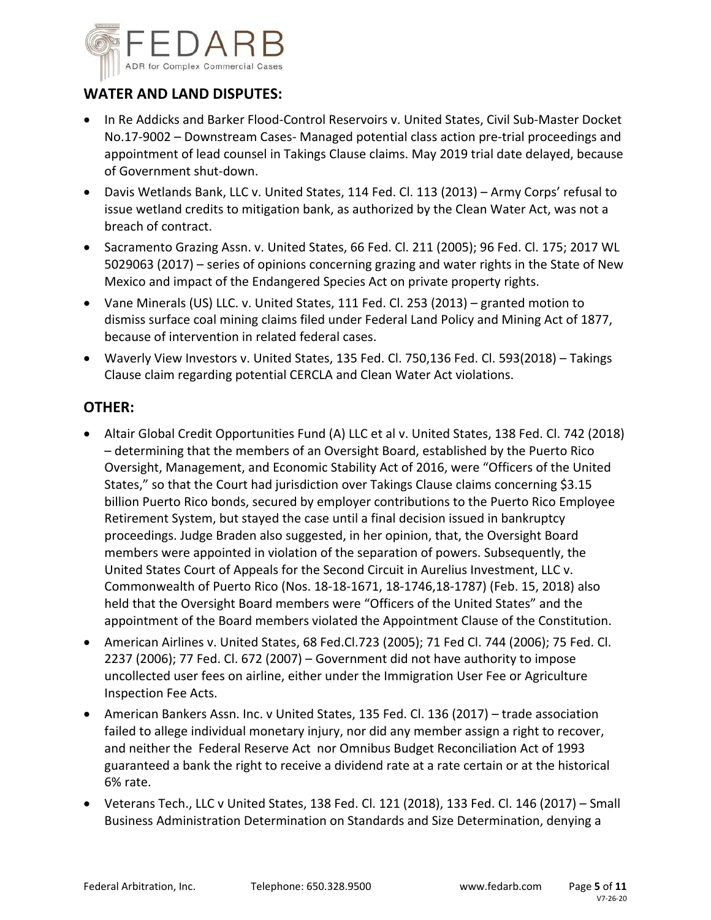## WATER AND LAND DISPUTES:

- In Re Addicks and Barker Flood-Control Reservoirs v. United States, Civil Sub-Master Docket No.17-9002 – Downstream Cases- Managed potential class action pre-trial proceedings and appointment of lead counsel in Takings Clause claims. May 2019 trial date delayed, because of Government shut-down.
- Davis Wetlands Bank, LLC v. United States, 114 Fed. Cl. 113 (2013) – Army Corps' refusal to issue wetland credits to mitigation bank, as authorized by the Clean Water Act, was not a breach of contract.
- Sacramento Grazing Assn. v. United States, 66 Fed. Cl. 211 (2005); 96 Fed. Cl. 175; 2017 WL 5029063 (2017) – series of opinions concerning grazing and water rights in the State of New Mexico and impact of the Endangered Species Act on private property rights.
- Vane Minerals (US) LLC. v. United States, 111 Fed. Cl. 253 (2013) – granted motion to dismiss surface coal mining claims filed under Federal Land Policy and Mining Act of 1877, because of intervention in related federal cases.
- Waverly View Investors v. United States, 135 Fed. Cl. 750,136 Fed. Cl. 593(2018) – Takings Clause claim regarding potential CERCLA and Clean Water Act violations.

## OTHER:

- Altair Global Credit Opportunities Fund (A) LLC et al v. United States, 138 Fed. Cl. 742 (2018) – determining that the members of an Oversight Board, established by the Puerto Rico Oversight, Management, and Economic Stability Act of 2016, were "Officers of the United States," so that the Court had jurisdiction over Takings Clause claims concerning $3.15 billion Puerto Rico bonds, secured by employer contributions to the Puerto Rico Employee Retirement System, but stayed the case until a final decision issued in bankruptcy proceedings. Judge Braden also suggested, in her opinion, that, the Oversight Board members were appointed in violation of the separation of powers. Subsequently, the United States Court of Appeals for the Second Circuit in Aurelius Investment, LLC v. Commonwealth of Puerto Rico (Nos. 18-18-1671, 18-1746,18-1787) (Feb. 15, 2018) also held that the Oversight Board members were "Officers of the United States" and the appointment of the Board members violated the Appointment Clause of the Constitution.
- American Airlines v. United States, 68 Fed.Cl.723 (2005); 71 Fed Cl. 744 (2006); 75 Fed. Cl. 2237 (2006); 77 Fed. Cl. 672 (2007) – Government did not have authority to impose uncollected user fees on airline, either under the Immigration User Fee or Agriculture Inspection Fee Acts.
- American Bankers Assn. Inc. v United States, 135 Fed. Cl. 136 (2017) – trade association failed to allege individual monetary injury, nor did any member assign a right to recover, and neither the Federal Reserve Act nor Omnibus Budget Reconciliation Act of 1993 guaranteed a bank the right to receive a dividend rate at a rate certain or at the historical 6% rate.
- Veterans Tech., LLC v United States, 138 Fed. Cl. 121 (2018), 133 Fed. Cl. 146 (2017) – Small Business Administration Determination on Standards and Size Determination, denying a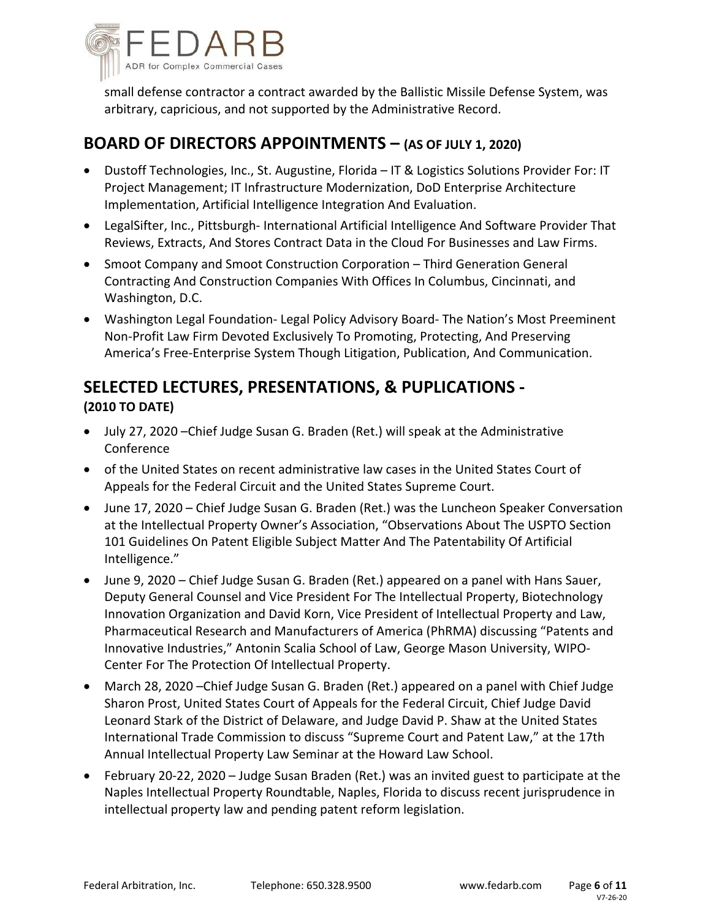small defense contractor a contract awarded by the Ballistic Missile Defense System, was arbitrary, capricious, and not supported by the Administrative Record.

## BOARD OF DIRECTORS APPOINTMENTS – (AS OF JULY 1, 2020)

- Dustoff Technologies, Inc., St. Augustine, Florida – IT & Logistics Solutions Provider For: IT Project Management; IT Infrastructure Modernization, DoD Enterprise Architecture Implementation, Artificial Intelligence Integration And Evaluation.
- LegalSifter, Inc., Pittsburgh- International Artificial Intelligence And Software Provider That Reviews, Extracts, And Stores Contract Data in the Cloud For Businesses and Law Firms.
- Smoot Company and Smoot Construction Corporation – Third Generation General Contracting And Construction Companies With Offices In Columbus, Cincinnati, and Washington, D.C.
- Washington Legal Foundation- Legal Policy Advisory Board- The Nation's Most Preeminent Non-Profit Law Firm Devoted Exclusively To Promoting, Protecting, And Preserving America's Free-Enterprise System Though Litigation, Publication, And Communication.

## SELECTED LECTURES, PRESENTATIONS, & PUPLICATIONS - (2010 TO DATE)

- July 27, 2020 –Chief Judge Susan G. Braden (Ret.) will speak at the Administrative Conference
- of the United States on recent administrative law cases in the United States Court of Appeals for the Federal Circuit and the United States Supreme Court.
- June 17, 2020 – Chief Judge Susan G. Braden (Ret.) was the Luncheon Speaker Conversation at the Intellectual Property Owner's Association, "Observations About The USPTO Section 101 Guidelines On Patent Eligible Subject Matter And The Patentability Of Artificial Intelligence."
- June 9, 2020 – Chief Judge Susan G. Braden (Ret.) appeared on a panel with Hans Sauer, Deputy General Counsel and Vice President For The Intellectual Property, Biotechnology Innovation Organization and David Korn, Vice President of Intellectual Property and Law, Pharmaceutical Research and Manufacturers of America (PhRMA) discussing "Patents and Innovative Industries," Antonin Scalia School of Law, George Mason University, WIPO-Center For The Protection Of Intellectual Property.
- March 28, 2020 –Chief Judge Susan G. Braden (Ret.) appeared on a panel with Chief Judge Sharon Prost, United States Court of Appeals for the Federal Circuit, Chief Judge David Leonard Stark of the District of Delaware, and Judge David P. Shaw at the United States International Trade Commission to discuss "Supreme Court and Patent Law," at the 17th Annual Intellectual Property Law Seminar at the Howard Law School.
- February 20-22, 2020 – Judge Susan Braden (Ret.) was an invited guest to participate at the Naples Intellectual Property Roundtable, Naples, Florida to discuss recent jurisprudence in intellectual property law and pending patent reform legislation.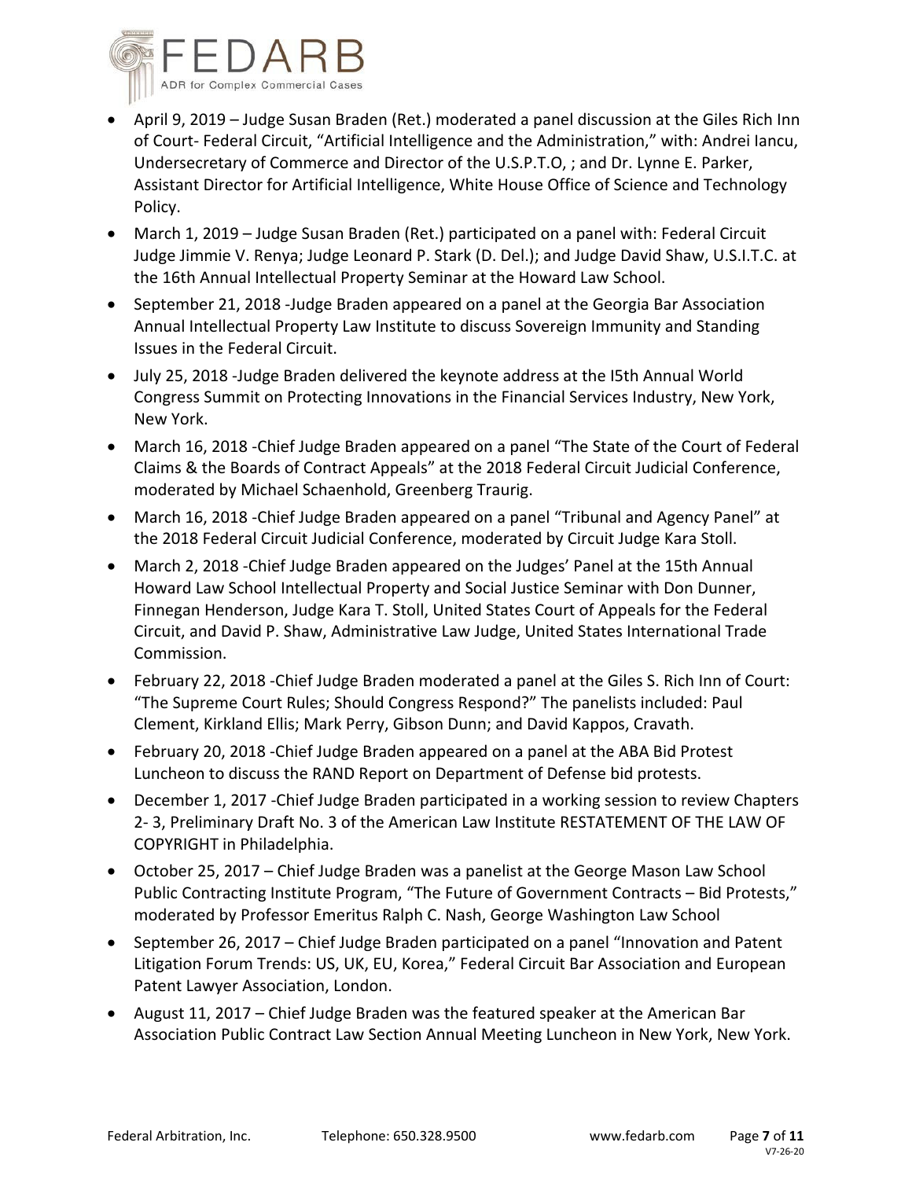- April 9, 2019 – Judge Susan Braden (Ret.) moderated a panel discussion at the Giles Rich Inn of Court- Federal Circuit, "Artificial Intelligence and the Administration," with: Andrei Iancu, Undersecretary of Commerce and Director of the U.S.P.T.O, ; and Dr. Lynne E. Parker, Assistant Director for Artificial Intelligence, White House Office of Science and Technology Policy.
- March 1, 2019 – Judge Susan Braden (Ret.) participated on a panel with: Federal Circuit Judge Jimmie V. Renya; Judge Leonard P. Stark (D. Del.); and Judge David Shaw, U.S.I.T.C. at the 16th Annual Intellectual Property Seminar at the Howard Law School.
- September 21, 2018 -Judge Braden appeared on a panel at the Georgia Bar Association Annual Intellectual Property Law Institute to discuss Sovereign Immunity and Standing Issues in the Federal Circuit.
- July 25, 2018 -Judge Braden delivered the keynote address at the I5th Annual World Congress Summit on Protecting Innovations in the Financial Services Industry, New York, New York.
- March 16, 2018 -Chief Judge Braden appeared on a panel "The State of the Court of Federal Claims & the Boards of Contract Appeals" at the 2018 Federal Circuit Judicial Conference, moderated by Michael Schaenhold, Greenberg Traurig.
- March 16, 2018 -Chief Judge Braden appeared on a panel "Tribunal and Agency Panel" at the 2018 Federal Circuit Judicial Conference, moderated by Circuit Judge Kara Stoll.
- March 2, 2018 -Chief Judge Braden appeared on the Judges' Panel at the 15th Annual Howard Law School Intellectual Property and Social Justice Seminar with Don Dunner, Finnegan Henderson, Judge Kara T. Stoll, United States Court of Appeals for the Federal Circuit, and David P. Shaw, Administrative Law Judge, United States International Trade Commission.
- February 22, 2018 -Chief Judge Braden moderated a panel at the Giles S. Rich Inn of Court: "The Supreme Court Rules; Should Congress Respond?" The panelists included: Paul Clement, Kirkland Ellis; Mark Perry, Gibson Dunn; and David Kappos, Cravath.
- February 20, 2018 -Chief Judge Braden appeared on a panel at the ABA Bid Protest Luncheon to discuss the RAND Report on Department of Defense bid protests.
- December 1, 2017 -Chief Judge Braden participated in a working session to review Chapters 2- 3, Preliminary Draft No. 3 of the American Law Institute RESTATEMENT OF THE LAW OF COPYRIGHT in Philadelphia.
- October 25, 2017 – Chief Judge Braden was a panelist at the George Mason Law School Public Contracting Institute Program, "The Future of Government Contracts – Bid Protests," moderated by Professor Emeritus Ralph C. Nash, George Washington Law School
- September 26, 2017 – Chief Judge Braden participated on a panel "Innovation and Patent Litigation Forum Trends: US, UK, EU, Korea," Federal Circuit Bar Association and European Patent Lawyer Association, London.
- August 11, 2017 – Chief Judge Braden was the featured speaker at the American Bar Association Public Contract Law Section Annual Meeting Luncheon in New York, New York.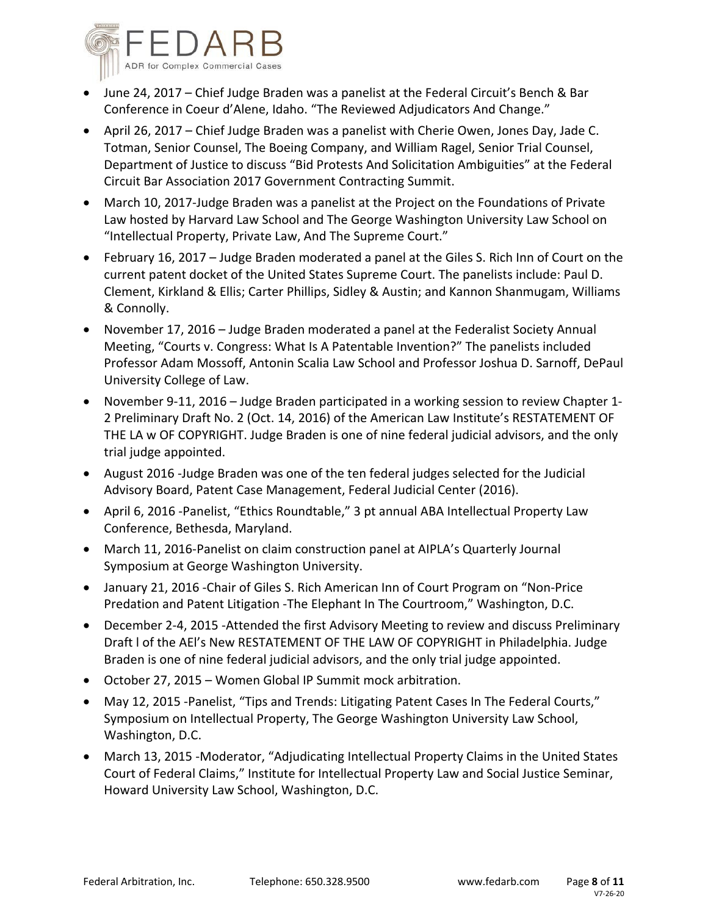- June 24, 2017 – Chief Judge Braden was a panelist at the Federal Circuit's Bench & Bar Conference in Coeur d'Alene, Idaho. "The Reviewed Adjudicators And Change."
- April 26, 2017 – Chief Judge Braden was a panelist with Cherie Owen, Jones Day, Jade C. Totman, Senior Counsel, The Boeing Company, and William Ragel, Senior Trial Counsel, Department of Justice to discuss "Bid Protests And Solicitation Ambiguities" at the Federal Circuit Bar Association 2017 Government Contracting Summit.
- March 10, 2017-Judge Braden was a panelist at the Project on the Foundations of Private Law hosted by Harvard Law School and The George Washington University Law School on "Intellectual Property, Private Law, And The Supreme Court."
- February 16, 2017 – Judge Braden moderated a panel at the Giles S. Rich Inn of Court on the current patent docket of the United States Supreme Court. The panelists include: Paul D. Clement, Kirkland & Ellis; Carter Phillips, Sidley & Austin; and Kannon Shanmugam, Williams & Connolly.
- November 17, 2016 – Judge Braden moderated a panel at the Federalist Society Annual Meeting, "Courts v. Congress: What Is A Patentable Invention?" The panelists included Professor Adam Mossoff, Antonin Scalia Law School and Professor Joshua D. Sarnoff, DePaul University College of Law.
- November 9-11, 2016 – Judge Braden participated in a working session to review Chapter 1-2 Preliminary Draft No. 2 (Oct. 14, 2016) of the American Law Institute's RESTATEMENT OF THE LA w OF COPYRIGHT. Judge Braden is one of nine federal judicial advisors, and the only trial judge appointed.
- August 2016 -Judge Braden was one of the ten federal judges selected for the Judicial Advisory Board, Patent Case Management, Federal Judicial Center (2016).
- April 6, 2016 -Panelist, "Ethics Roundtable," 3 pt annual ABA Intellectual Property Law Conference, Bethesda, Maryland.
- March 11, 2016-Panelist on claim construction panel at AIPLA's Quarterly Journal Symposium at George Washington University.
- January 21, 2016 -Chair of Giles S. Rich American Inn of Court Program on "Non-Price Predation and Patent Litigation -The Elephant In The Courtroom," Washington, D.C.
- December 2-4, 2015 -Attended the first Advisory Meeting to review and discuss Preliminary Draft l of the AEl's New RESTATEMENT OF THE LAW OF COPYRIGHT in Philadelphia. Judge Braden is one of nine federal judicial advisors, and the only trial judge appointed.
- October 27, 2015 – Women Global IP Summit mock arbitration.
- May 12, 2015 -Panelist, "Tips and Trends: Litigating Patent Cases In The Federal Courts," Symposium on Intellectual Property, The George Washington University Law School, Washington, D.C.
- March 13, 2015 -Moderator, "Adjudicating Intellectual Property Claims in the United States Court of Federal Claims," Institute for Intellectual Property Law and Social Justice Seminar, Howard University Law School, Washington, D.C.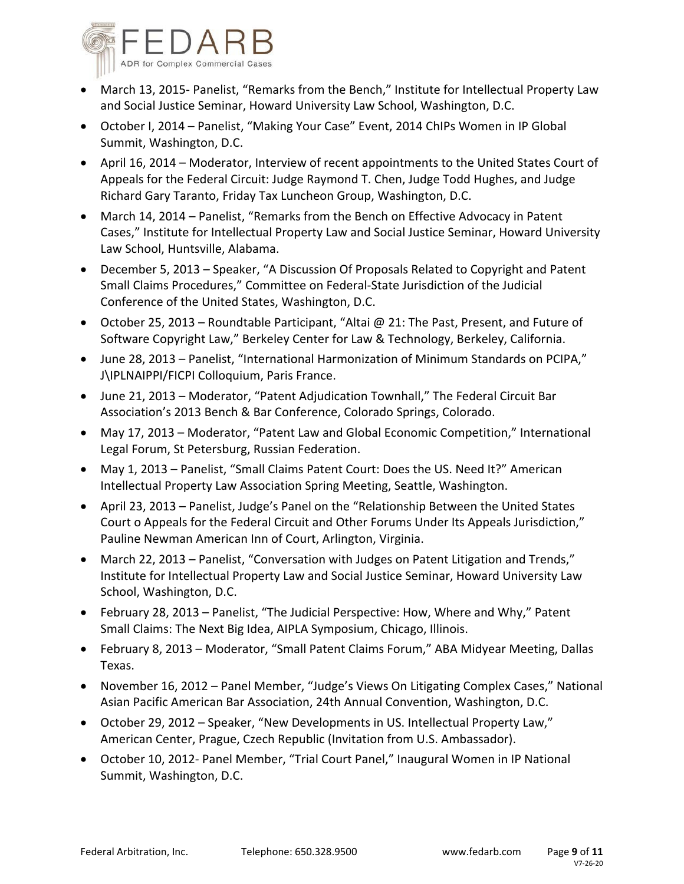- March 13, 2015- Panelist, “Remarks from the Bench,” Institute for Intellectual Property Law and Social Justice Seminar, Howard University Law School, Washington, D.C.
- October I, 2014 – Panelist, “Making Your Case” Event, 2014 ChIPs Women in IP Global Summit, Washington, D.C.
- April 16, 2014 – Moderator, Interview of recent appointments to the United States Court of Appeals for the Federal Circuit: Judge Raymond T. Chen, Judge Todd Hughes, and Judge Richard Gary Taranto, Friday Tax Luncheon Group, Washington, D.C.
- March 14, 2014 – Panelist, “Remarks from the Bench on Effective Advocacy in Patent Cases,” Institute for Intellectual Property Law and Social Justice Seminar, Howard University Law School, Huntsville, Alabama.
- December 5, 2013 – Speaker, “A Discussion Of Proposals Related to Copyright and Patent Small Claims Procedures,” Committee on Federal-State Jurisdiction of the Judicial Conference of the United States, Washington, D.C.
- October 25, 2013 – Roundtable Participant, “Altai @ 21: The Past, Present, and Future of Software Copyright Law,” Berkeley Center for Law & Technology, Berkeley, California.
- June 28, 2013 – Panelist, “International Harmonization of Minimum Standards on PCIPA,” J\IPLNAIPPI/FICPI Colloquium, Paris France.
- June 21, 2013 – Moderator, “Patent Adjudication Townhall,” The Federal Circuit Bar Association’s 2013 Bench & Bar Conference, Colorado Springs, Colorado.
- May 17, 2013 – Moderator, “Patent Law and Global Economic Competition,” International Legal Forum, St Petersburg, Russian Federation.
- May 1, 2013 – Panelist, “Small Claims Patent Court: Does the US. Need It?” American Intellectual Property Law Association Spring Meeting, Seattle, Washington.
- April 23, 2013 – Panelist, Judge’s Panel on the “Relationship Between the United States Court o Appeals for the Federal Circuit and Other Forums Under Its Appeals Jurisdiction,” Pauline Newman American Inn of Court, Arlington, Virginia.
- March 22, 2013 – Panelist, “Conversation with Judges on Patent Litigation and Trends,” Institute for Intellectual Property Law and Social Justice Seminar, Howard University Law School, Washington, D.C.
- February 28, 2013 – Panelist, “The Judicial Perspective: How, Where and Why,” Patent Small Claims: The Next Big Idea, AIPLA Symposium, Chicago, Illinois.
- February 8, 2013 – Moderator, “Small Patent Claims Forum,” ABA Midyear Meeting, Dallas Texas.
- November 16, 2012 – Panel Member, “Judge’s Views On Litigating Complex Cases,” National Asian Pacific American Bar Association, 24th Annual Convention, Washington, D.C.
- October 29, 2012 – Speaker, “New Developments in US. Intellectual Property Law,” American Center, Prague, Czech Republic (Invitation from U.S. Ambassador).
- October 10, 2012- Panel Member, “Trial Court Panel,” Inaugural Women in IP National Summit, Washington, D.C.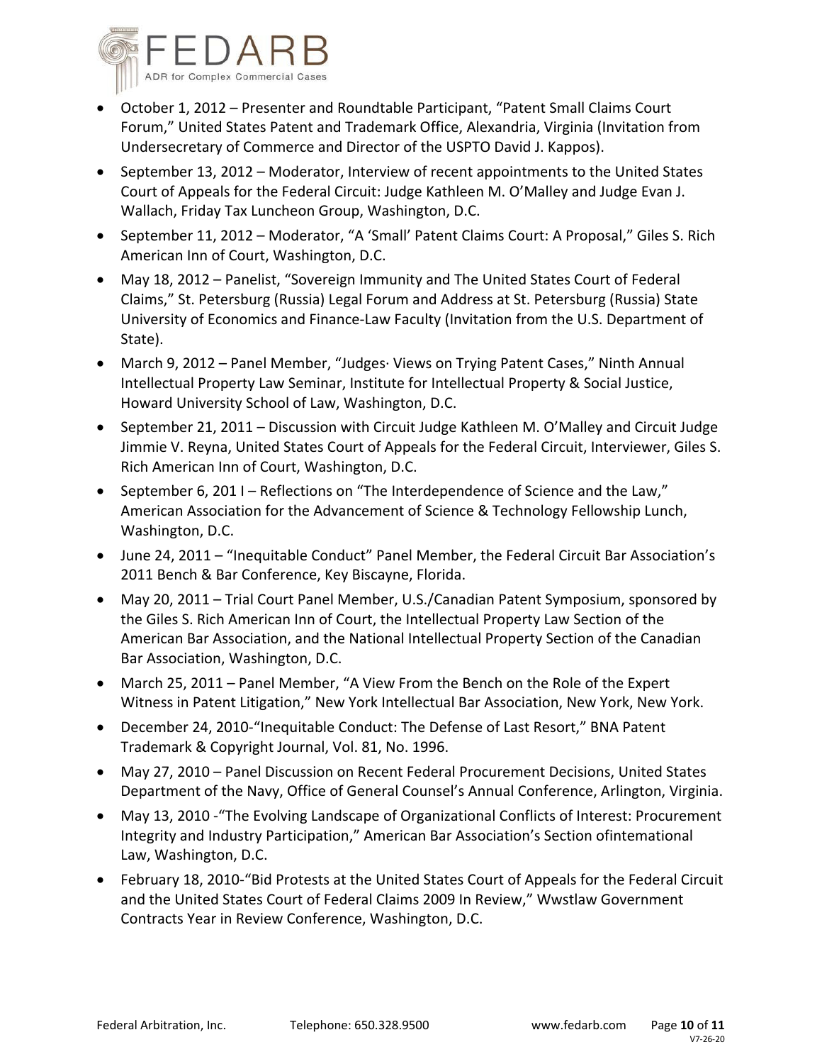- October 1, 2012 – Presenter and Roundtable Participant, "Patent Small Claims Court Forum," United States Patent and Trademark Office, Alexandria, Virginia (Invitation from Undersecretary of Commerce and Director of the USPTO David J. Kappos).
- September 13, 2012 – Moderator, Interview of recent appointments to the United States Court of Appeals for the Federal Circuit: Judge Kathleen M. O'Malley and Judge Evan J. Wallach, Friday Tax Luncheon Group, Washington, D.C.
- September 11, 2012 – Moderator, "A 'Small' Patent Claims Court: A Proposal," Giles S. Rich American Inn of Court, Washington, D.C.
- May 18, 2012 – Panelist, "Sovereign Immunity and The United States Court of Federal Claims," St. Petersburg (Russia) Legal Forum and Address at St. Petersburg (Russia) State University of Economics and Finance-Law Faculty (Invitation from the U.S. Department of State).
- March 9, 2012 – Panel Member, "Judges· Views on Trying Patent Cases," Ninth Annual Intellectual Property Law Seminar, Institute for Intellectual Property & Social Justice, Howard University School of Law, Washington, D.C.
- September 21, 2011 – Discussion with Circuit Judge Kathleen M. O'Malley and Circuit Judge Jimmie V. Reyna, United States Court of Appeals for the Federal Circuit, Interviewer, Giles S. Rich American Inn of Court, Washington, D.C.
- September 6, 201 I – Reflections on "The Interdependence of Science and the Law," American Association for the Advancement of Science & Technology Fellowship Lunch, Washington, D.C.
- June 24, 2011 – "Inequitable Conduct" Panel Member, the Federal Circuit Bar Association's 2011 Bench & Bar Conference, Key Biscayne, Florida.
- May 20, 2011 – Trial Court Panel Member, U.S./Canadian Patent Symposium, sponsored by the Giles S. Rich American Inn of Court, the Intellectual Property Law Section of the American Bar Association, and the National Intellectual Property Section of the Canadian Bar Association, Washington, D.C.
- March 25, 2011 – Panel Member, "A View From the Bench on the Role of the Expert Witness in Patent Litigation," New York Intellectual Bar Association, New York, New York.
- December 24, 2010-"Inequitable Conduct: The Defense of Last Resort," BNA Patent Trademark & Copyright Journal, Vol. 81, No. 1996.
- May 27, 2010 – Panel Discussion on Recent Federal Procurement Decisions, United States Department of the Navy, Office of General Counsel's Annual Conference, Arlington, Virginia.
- May 13, 2010 -"The Evolving Landscape of Organizational Conflicts of Interest: Procurement Integrity and Industry Participation," American Bar Association's Section ofintemational Law, Washington, D.C.
- February 18, 2010-"Bid Protests at the United States Court of Appeals for the Federal Circuit and the United States Court of Federal Claims 2009 In Review," Wwstlaw Government Contracts Year in Review Conference, Washington, D.C.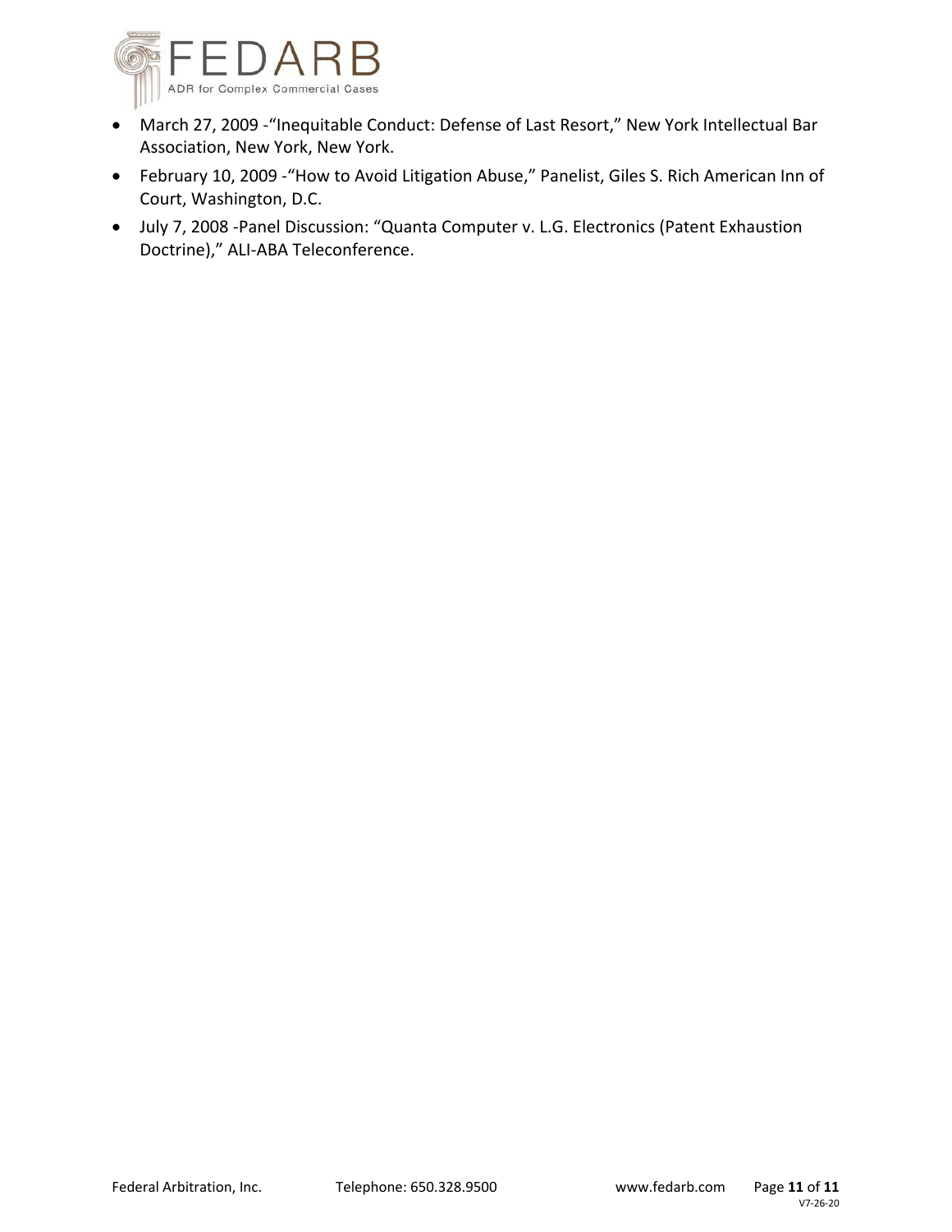- March 27, 2009 -“Inequitable Conduct: Defense of Last Resort,” New York Intellectual Bar Association, New York, New York.
- February 10, 2009 -“How to Avoid Litigation Abuse,” Panelist, Giles S. Rich American Inn of Court, Washington, D.C.
- July 7, 2008 -Panel Discussion: “Quanta Computer v. L.G. Electronics (Patent Exhaustion Doctrine),” ALI-ABA Teleconference.